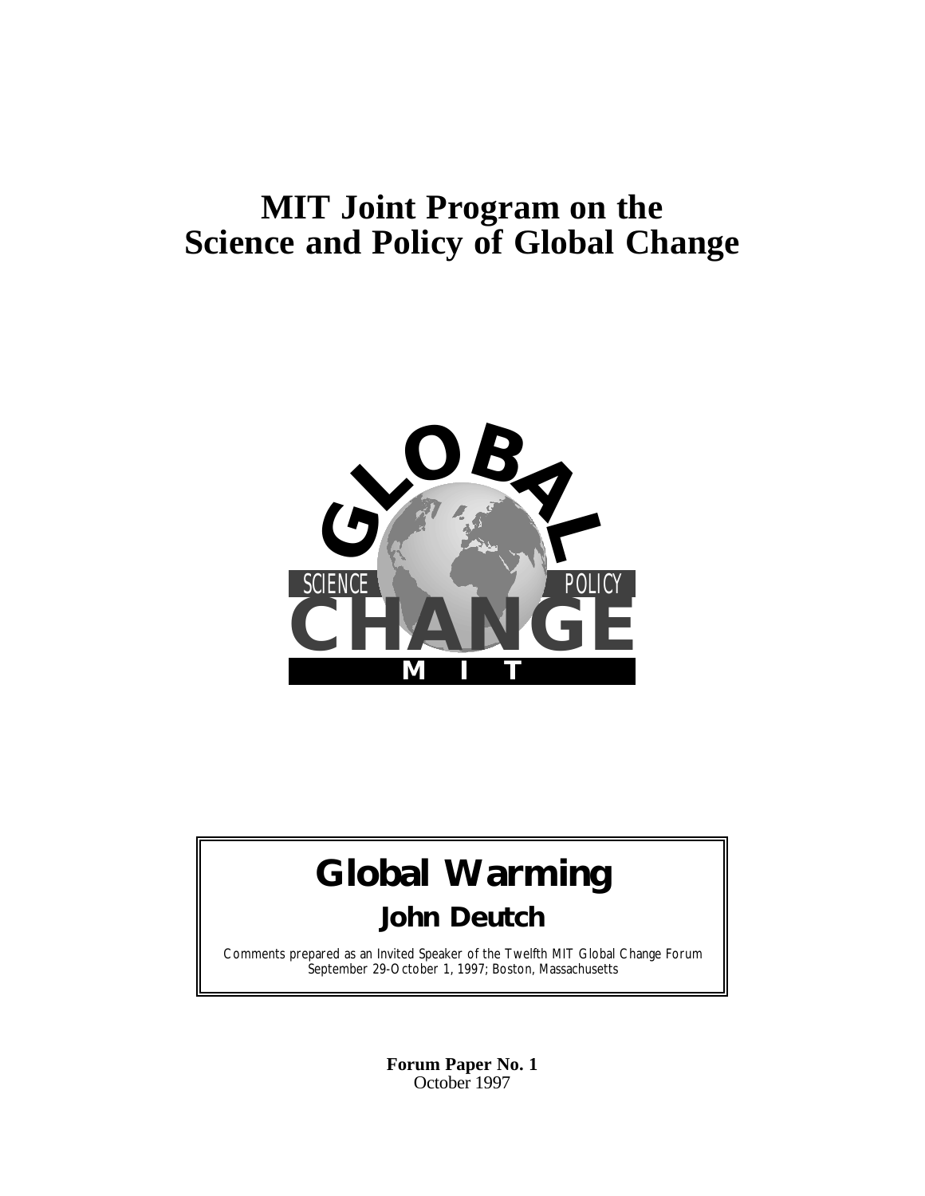# MIT Joint Program on the Science and Policy of Global Change

GLOBAL

SCIENCE POLICY

CHANGE

MIT

## Global Warming

### John Deutch

Comments prepared as an Invited Speaker of the Twelfth MIT Global Change Forum
September 29-October 1, 1997; Boston, Massachusetts

**Forum Paper No. 1**
October 1997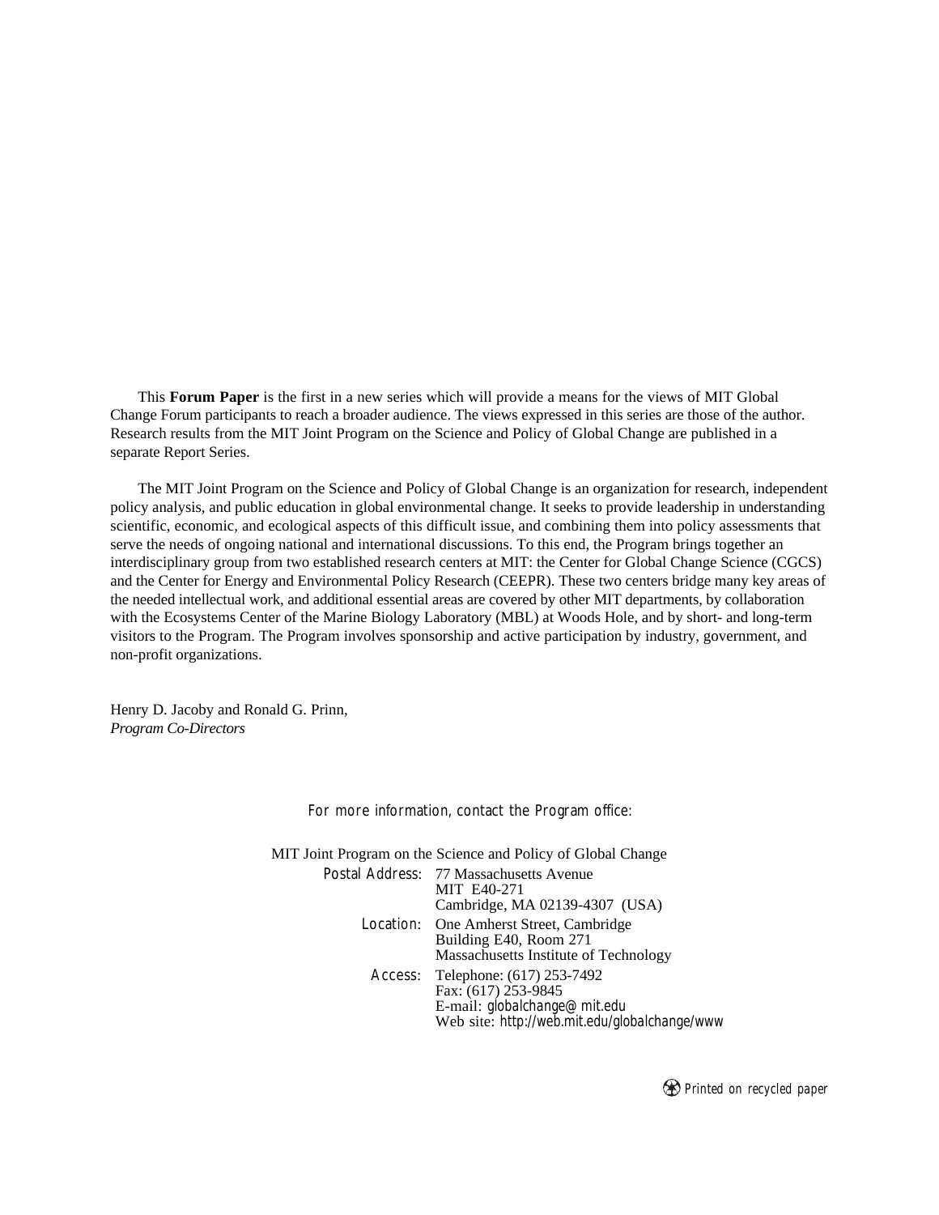This **Forum Paper** is the first in a new series which will provide a means for the views of MIT Global Change Forum participants to reach a broader audience. The views expressed in this series are those of the author. Research results from the MIT Joint Program on the Science and Policy of Global Change are published in a separate Report Series.

The MIT Joint Program on the Science and Policy of Global Change is an organization for research, independent policy analysis, and public education in global environmental change. It seeks to provide leadership in understanding scientific, economic, and ecological aspects of this difficult issue, and combining them into policy assessments that serve the needs of ongoing national and international discussions. To this end, the Program brings together an interdisciplinary group from two established research centers at MIT: the Center for Global Change Science (CGCS) and the Center for Energy and Environmental Policy Research (CEEPR). These two centers bridge many key areas of the needed intellectual work, and additional essential areas are covered by other MIT departments, by collaboration with the Ecosystems Center of the Marine Biology Laboratory (MBL) at Woods Hole, and by short- and long-term visitors to the Program. The Program involves sponsorship and active participation by industry, government, and non-profit organizations.

Henry D. Jacoby and Ronald G. Prinn,
*Program Co-Directors*

For more information, contact the Program office:

MIT Joint Program on the Science and Policy of Global Change

Postal Address: 77 Massachusetts Avenue
MIT E40-271
Cambridge, MA 02139-4307 (USA)

Location: One Amherst Street, Cambridge
Building E40, Room 271
Massachusetts Institute of Technology

Access: Telephone: (617) 253-7492
Fax: (617) 253-9845
E-mail: globalchange@mit.edu
Web site: http://web.mit.edu/globalchange/www

Printed on recycled paper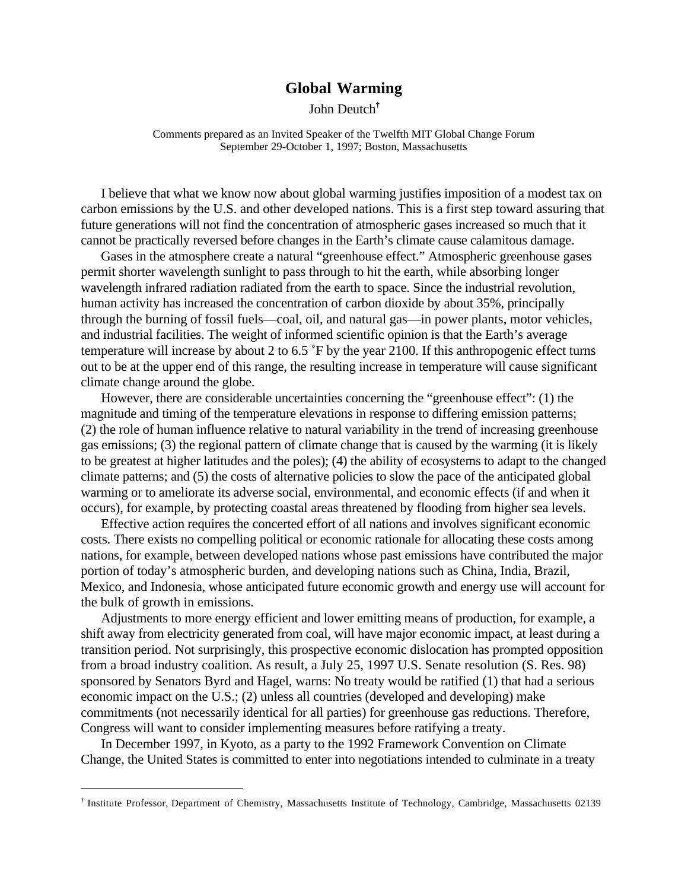# Global Warming

John Deutch[†]

Comments prepared as an Invited Speaker of the Twelfth MIT Global Change Forum
September 29-October 1, 1997; Boston, Massachusetts

I believe that what we know now about global warming justifies imposition of a modest tax on carbon emissions by the U.S. and other developed nations. This is a first step toward assuring that future generations will not find the concentration of atmospheric gases increased so much that it cannot be practically reversed before changes in the Earth's climate cause calamitous damage.

Gases in the atmosphere create a natural "greenhouse effect." Atmospheric greenhouse gases permit shorter wavelength sunlight to pass through to hit the earth, while absorbing longer wavelength infrared radiation radiated from the earth to space. Since the industrial revolution, human activity has increased the concentration of carbon dioxide by about 35%, principally through the burning of fossil fuels—coal, oil, and natural gas—in power plants, motor vehicles, and industrial facilities. The weight of informed scientific opinion is that the Earth's average temperature will increase by about 2 to 6.5 ˚F by the year 2100. If this anthropogenic effect turns out to be at the upper end of this range, the resulting increase in temperature will cause significant climate change around the globe.

However, there are considerable uncertainties concerning the "greenhouse effect": (1) the magnitude and timing of the temperature elevations in response to differing emission patterns; (2) the role of human influence relative to natural variability in the trend of increasing greenhouse gas emissions; (3) the regional pattern of climate change that is caused by the warming (it is likely to be greatest at higher latitudes and the poles); (4) the ability of ecosystems to adapt to the changed climate patterns; and (5) the costs of alternative policies to slow the pace of the anticipated global warming or to ameliorate its adverse social, environmental, and economic effects (if and when it occurs), for example, by protecting coastal areas threatened by flooding from higher sea levels.

Effective action requires the concerted effort of all nations and involves significant economic costs. There exists no compelling political or economic rationale for allocating these costs among nations, for example, between developed nations whose past emissions have contributed the major portion of today's atmospheric burden, and developing nations such as China, India, Brazil, Mexico, and Indonesia, whose anticipated future economic growth and energy use will account for the bulk of growth in emissions.

Adjustments to more energy efficient and lower emitting means of production, for example, a shift away from electricity generated from coal, will have major economic impact, at least during a transition period. Not surprisingly, this prospective economic dislocation has prompted opposition from a broad industry coalition. As result, a July 25, 1997 U.S. Senate resolution (S. Res. 98) sponsored by Senators Byrd and Hagel, warns: No treaty would be ratified (1) that had a serious economic impact on the U.S.; (2) unless all countries (developed and developing) make commitments (not necessarily identical for all parties) for greenhouse gas reductions. Therefore, Congress will want to consider implementing measures before ratifying a treaty.

In December 1997, in Kyoto, as a party to the 1992 Framework Convention on Climate Change, the United States is committed to enter into negotiations intended to culminate in a treaty

---

[†] Institute Professor, Department of Chemistry, Massachusetts Institute of Technology, Cambridge, Massachusetts 02139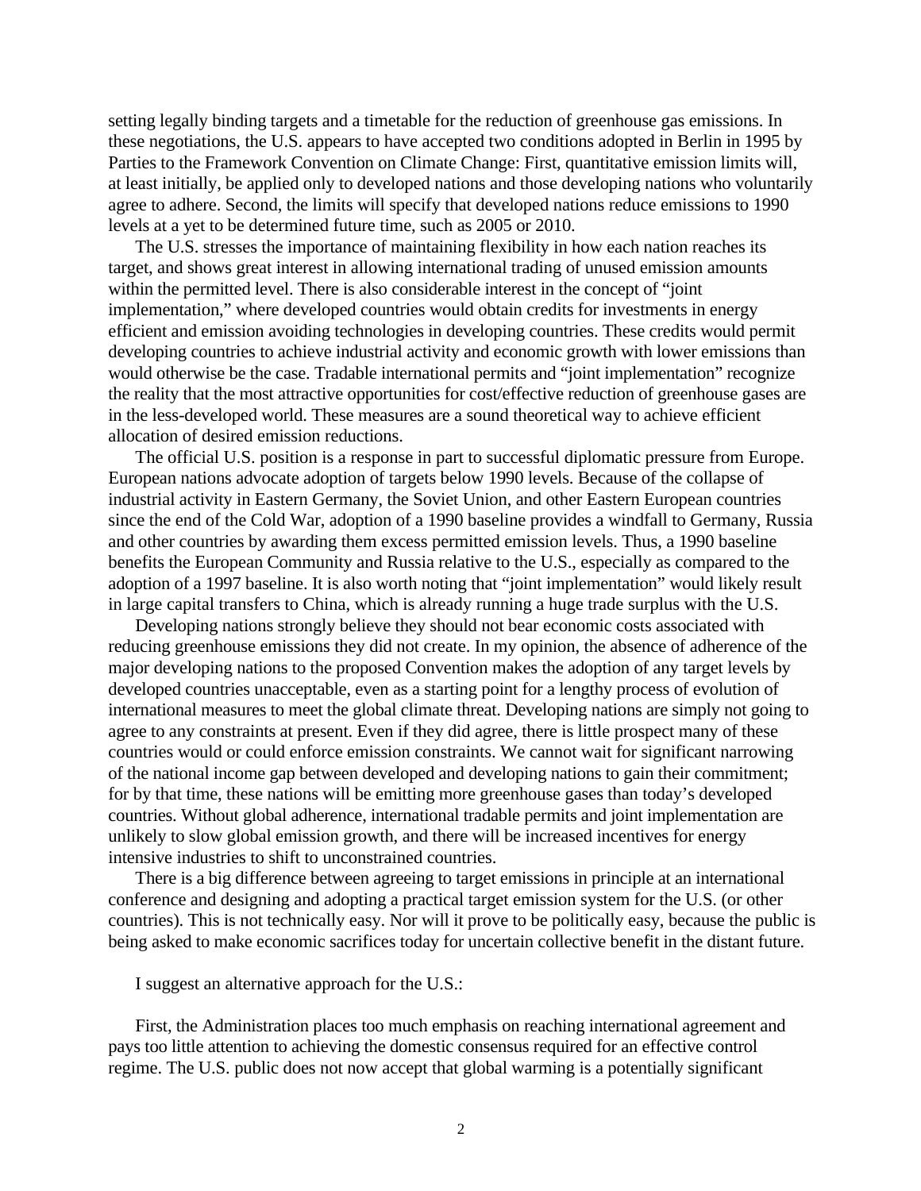setting legally binding targets and a timetable for the reduction of greenhouse gas emissions. In these negotiations, the U.S. appears to have accepted two conditions adopted in Berlin in 1995 by Parties to the Framework Convention on Climate Change: First, quantitative emission limits will, at least initially, be applied only to developed nations and those developing nations who voluntarily agree to adhere. Second, the limits will specify that developed nations reduce emissions to 1990 levels at a yet to be determined future time, such as 2005 or 2010.

The U.S. stresses the importance of maintaining flexibility in how each nation reaches its target, and shows great interest in allowing international trading of unused emission amounts within the permitted level. There is also considerable interest in the concept of "joint implementation," where developed countries would obtain credits for investments in energy efficient and emission avoiding technologies in developing countries. These credits would permit developing countries to achieve industrial activity and economic growth with lower emissions than would otherwise be the case. Tradable international permits and "joint implementation" recognize the reality that the most attractive opportunities for cost/effective reduction of greenhouse gases are in the less-developed world. These measures are a sound theoretical way to achieve efficient allocation of desired emission reductions.

The official U.S. position is a response in part to successful diplomatic pressure from Europe. European nations advocate adoption of targets below 1990 levels. Because of the collapse of industrial activity in Eastern Germany, the Soviet Union, and other Eastern European countries since the end of the Cold War, adoption of a 1990 baseline provides a windfall to Germany, Russia and other countries by awarding them excess permitted emission levels. Thus, a 1990 baseline benefits the European Community and Russia relative to the U.S., especially as compared to the adoption of a 1997 baseline. It is also worth noting that "joint implementation" would likely result in large capital transfers to China, which is already running a huge trade surplus with the U.S.

Developing nations strongly believe they should not bear economic costs associated with reducing greenhouse emissions they did not create. In my opinion, the absence of adherence of the major developing nations to the proposed Convention makes the adoption of any target levels by developed countries unacceptable, even as a starting point for a lengthy process of evolution of international measures to meet the global climate threat. Developing nations are simply not going to agree to any constraints at present. Even if they did agree, there is little prospect many of these countries would or could enforce emission constraints. We cannot wait for significant narrowing of the national income gap between developed and developing nations to gain their commitment; for by that time, these nations will be emitting more greenhouse gases than today's developed countries. Without global adherence, international tradable permits and joint implementation are unlikely to slow global emission growth, and there will be increased incentives for energy intensive industries to shift to unconstrained countries.

There is a big difference between agreeing to target emissions in principle at an international conference and designing and adopting a practical target emission system for the U.S. (or other countries). This is not technically easy. Nor will it prove to be politically easy, because the public is being asked to make economic sacrifices today for uncertain collective benefit in the distant future.

I suggest an alternative approach for the U.S.:

First, the Administration places too much emphasis on reaching international agreement and pays too little attention to achieving the domestic consensus required for an effective control regime. The U.S. public does not now accept that global warming is a potentially significant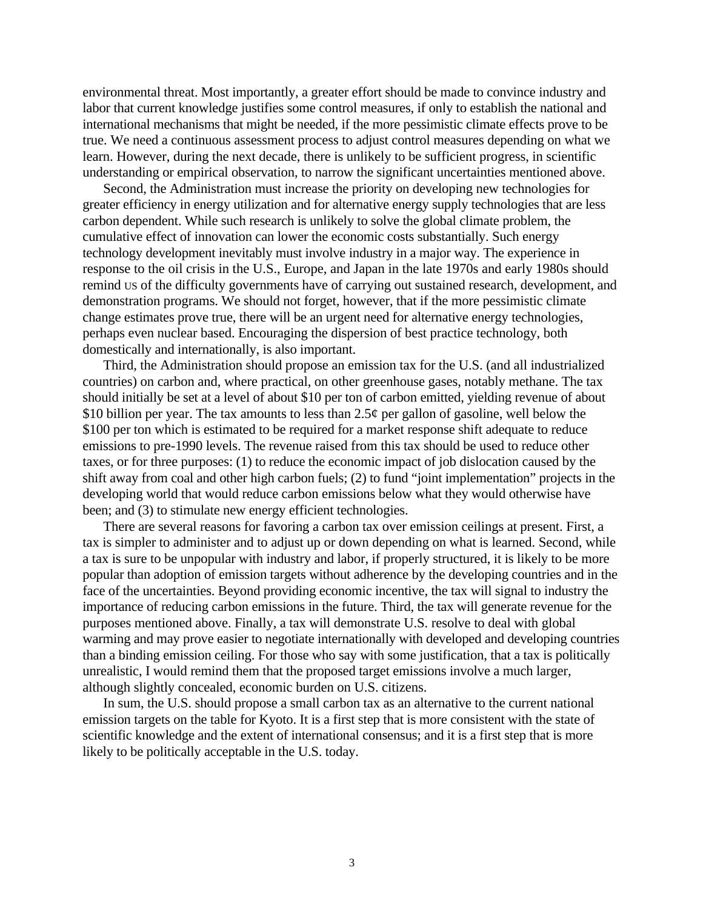environmental threat. Most importantly, a greater effort should be made to convince industry and labor that current knowledge justifies some control measures, if only to establish the national and international mechanisms that might be needed, if the more pessimistic climate effects prove to be true. We need a continuous assessment process to adjust control measures depending on what we learn. However, during the next decade, there is unlikely to be sufficient progress, in scientific understanding or empirical observation, to narrow the significant uncertainties mentioned above.

Second, the Administration must increase the priority on developing new technologies for greater efficiency in energy utilization and for alternative energy supply technologies that are less carbon dependent. While such research is unlikely to solve the global climate problem, the cumulative effect of innovation can lower the economic costs substantially. Such energy technology development inevitably must involve industry in a major way. The experience in response to the oil crisis in the U.S., Europe, and Japan in the late 1970s and early 1980s should remind us of the difficulty governments have of carrying out sustained research, development, and demonstration programs. We should not forget, however, that if the more pessimistic climate change estimates prove true, there will be an urgent need for alternative energy technologies, perhaps even nuclear based. Encouraging the dispersion of best practice technology, both domestically and internationally, is also important.

Third, the Administration should propose an emission tax for the U.S. (and all industrialized countries) on carbon and, where practical, on other greenhouse gases, notably methane. The tax should initially be set at a level of about $10 per ton of carbon emitted, yielding revenue of about $10 billion per year. The tax amounts to less than 2.5¢ per gallon of gasoline, well below the $100 per ton which is estimated to be required for a market response shift adequate to reduce emissions to pre-1990 levels. The revenue raised from this tax should be used to reduce other taxes, or for three purposes: (1) to reduce the economic impact of job dislocation caused by the shift away from coal and other high carbon fuels; (2) to fund "joint implementation" projects in the developing world that would reduce carbon emissions below what they would otherwise have been; and (3) to stimulate new energy efficient technologies.

There are several reasons for favoring a carbon tax over emission ceilings at present. First, a tax is simpler to administer and to adjust up or down depending on what is learned. Second, while a tax is sure to be unpopular with industry and labor, if properly structured, it is likely to be more popular than adoption of emission targets without adherence by the developing countries and in the face of the uncertainties. Beyond providing economic incentive, the tax will signal to industry the importance of reducing carbon emissions in the future. Third, the tax will generate revenue for the purposes mentioned above. Finally, a tax will demonstrate U.S. resolve to deal with global warming and may prove easier to negotiate internationally with developed and developing countries than a binding emission ceiling. For those who say with some justification, that a tax is politically unrealistic, I would remind them that the proposed target emissions involve a much larger, although slightly concealed, economic burden on U.S. citizens.

In sum, the U.S. should propose a small carbon tax as an alternative to the current national emission targets on the table for Kyoto. It is a first step that is more consistent with the state of scientific knowledge and the extent of international consensus; and it is a first step that is more likely to be politically acceptable in the U.S. today.